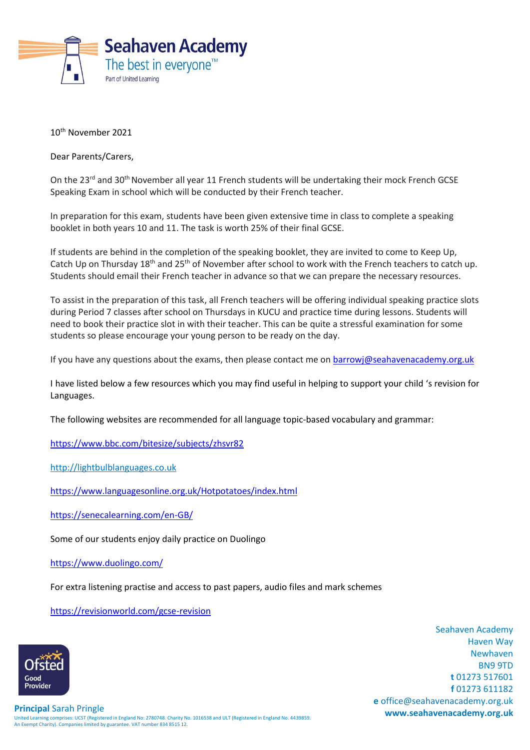# Seahaven Academy

The best in everyone™

Part of United Learning

10th November 2021

Dear Parents/Carers,

On the 23rd and 30th November all year 11 French students will be undertaking their mock French GCSE Speaking Exam in school which will be conducted by their French teacher.

In preparation for this exam, students have been given extensive time in class to complete a speaking booklet in both years 10 and 11. The task is worth 25% of their final GCSE.

If students are behind in the completion of the speaking booklet, they are invited to come to Keep Up, Catch Up on Thursday 18th and 25th of November after school to work with the French teachers to catch up. Students should email their French teacher in advance so that we can prepare the necessary resources.

To assist in the preparation of this task, all French teachers will be offering individual speaking practice slots during Period 7 classes after school on Thursdays in KUCU and practice time during lessons. Students will need to book their practice slot in with their teacher. This can be quite a stressful examination for some students so please encourage your young person to be ready on the day.

If you have any questions about the exams, then please contact me on barrowj@seahavenacademy.org.uk

I have listed below a few resources which you may find useful in helping to support your child 's revision for Languages.

The following websites are recommended for all language topic-based vocabulary and grammar:

https://www.bbc.com/bitesize/subjects/zhsvr82

http://lightbulblanguages.co.uk

https://www.languagesonline.org.uk/Hotpotatoes/index.html

https://senecalearning.com/en-GB/

Some of our students enjoy daily practice on Duolingo

https://www.duolingo.com/

For extra listening practise and access to past papers, audio files and mark schemes

https://revisionworld.com/gcse-revision

Ofsted Good Provider

**Principal** Sarah Pringle

United Learning comprises: UCST (Registered in England No: 2780748. Charity No. 1016538 and ULT (Registered in England No. 4439859. An Exempt Charity). Companies limited by guarantee. VAT number 834 8515 12.

Seahaven Academy
Haven Way
Newhaven
BN9 9TD
**t** 01273 517601
**f** 01273 611182
**e** office@seahavenacademy.org.uk
**www.seahavenacademy.org.uk**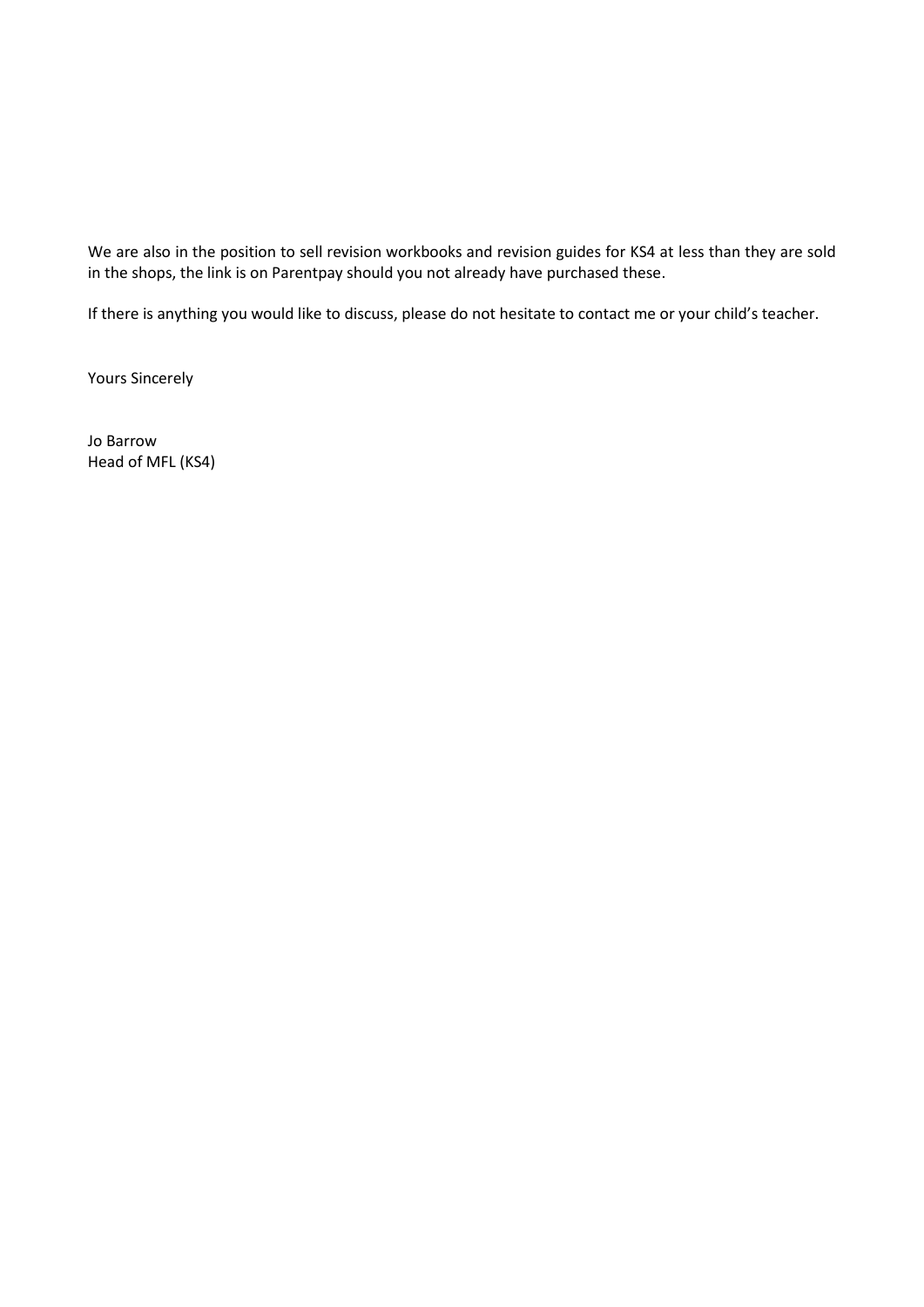We are also in the position to sell revision workbooks and revision guides for KS4 at less than they are sold in the shops, the link is on Parentpay should you not already have purchased these.

If there is anything you would like to discuss, please do not hesitate to contact me or your child's teacher.

Yours Sincerely

Jo Barrow
Head of MFL (KS4)